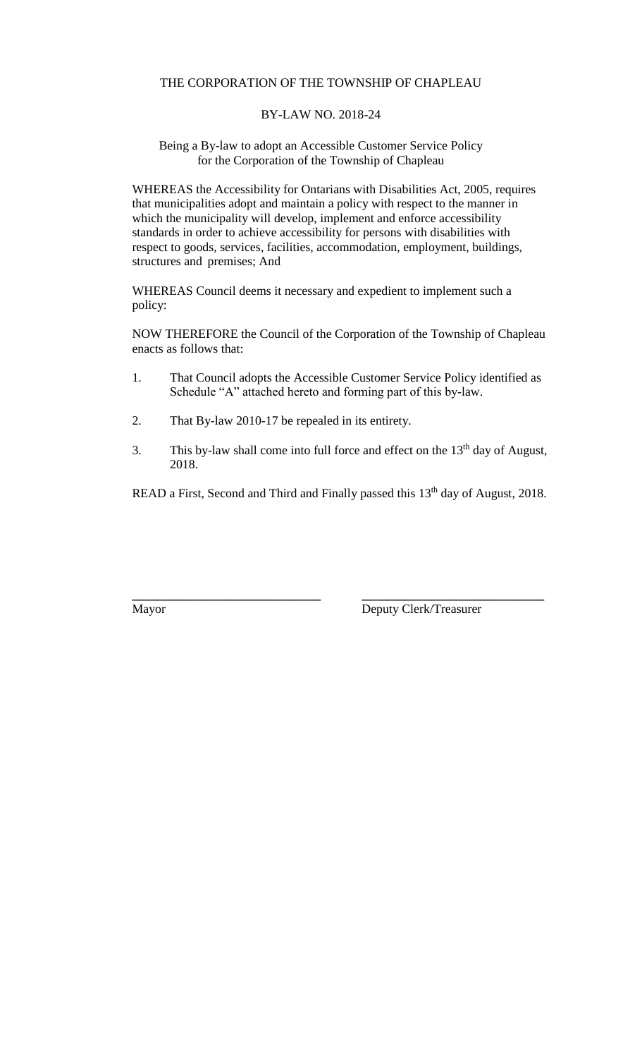# THE CORPORATION OF THE TOWNSHIP OF CHAPLEAU

## BY-LAW NO. 2018-24

Being a By-law to adopt an Accessible Customer Service Policy for the Corporation of the Township of Chapleau

WHEREAS the Accessibility for Ontarians with Disabilities Act, 2005, requires that municipalities adopt and maintain a policy with respect to the manner in which the municipality will develop, implement and enforce accessibility standards in order to achieve accessibility for persons with disabilities with respect to goods, services, facilities, accommodation, employment, buildings, structures and premises; And

WHEREAS Council deems it necessary and expedient to implement such a policy:

NOW THEREFORE the Council of the Corporation of the Township of Chapleau enacts as follows that:

1. That Council adopts the Accessible Customer Service Policy identified as Schedule "A" attached hereto and forming part of this by-law.

2. That By-law 2010-17 be repealed in its entirety.

3. This by-law shall come into full force and effect on the 13th day of August, 2018.

READ a First, Second and Third and Finally passed this 13th day of August, 2018.

\_\_\_\_\_\_\_\_\_\_\_\_\_\_\_\_\_\_\_\_\_\_\_\_\_\_\_\_\_\_ \_\_\_\_\_\_\_\_\_\_\_\_\_\_\_\_\_\_\_\_\_\_\_\_\_\_\_\_\_\_

Mayor Deputy Clerk/Treasurer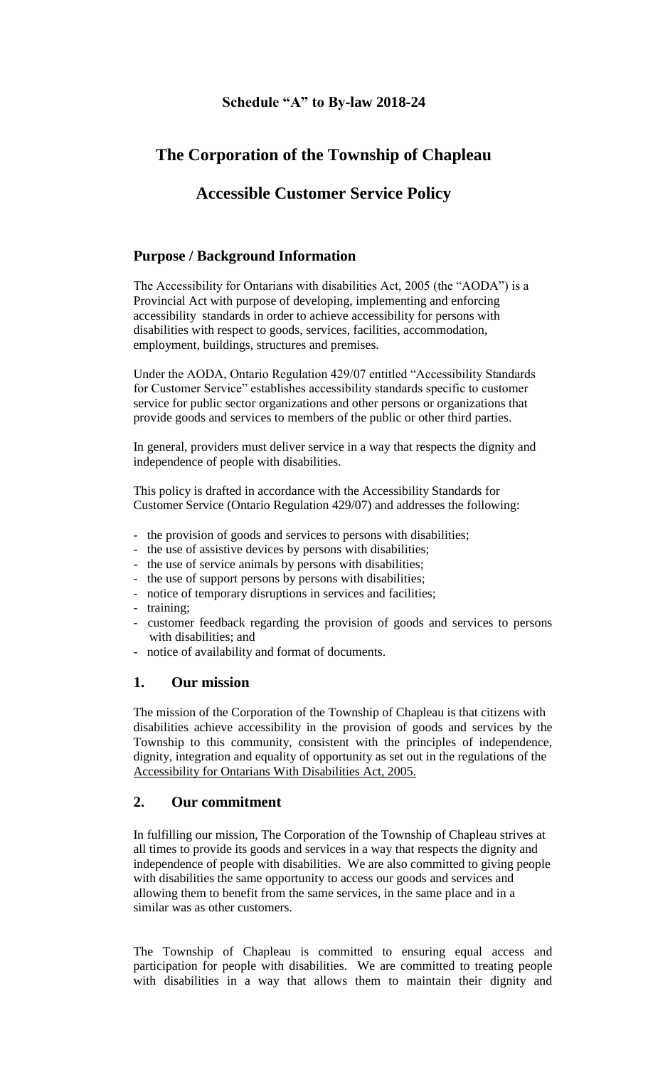**Schedule "A" to By-law 2018-24**

# The Corporation of the Township of Chapleau

# Accessible Customer Service Policy

## Purpose / Background Information

The Accessibility for Ontarians with disabilities Act, 2005 (the "AODA") is a Provincial Act with purpose of developing, implementing and enforcing accessibility standards in order to achieve accessibility for persons with disabilities with respect to goods, services, facilities, accommodation, employment, buildings, structures and premises.

Under the AODA, Ontario Regulation 429/07 entitled "Accessibility Standards for Customer Service" establishes accessibility standards specific to customer service for public sector organizations and other persons or organizations that provide goods and services to members of the public or other third parties.

In general, providers must deliver service in a way that respects the dignity and independence of people with disabilities.

This policy is drafted in accordance with the Accessibility Standards for Customer Service (Ontario Regulation 429/07) and addresses the following:

- the provision of goods and services to persons with disabilities;
- the use of assistive devices by persons with disabilities;
- the use of service animals by persons with disabilities;
- the use of support persons by persons with disabilities;
- notice of temporary disruptions in services and facilities;
- training;
- customer feedback regarding the provision of goods and services to persons with disabilities; and
- notice of availability and format of documents.

## 1. Our mission

The mission of the Corporation of the Township of Chapleau is that citizens with disabilities achieve accessibility in the provision of goods and services by the Township to this community, consistent with the principles of independence, dignity, integration and equality of opportunity as set out in the regulations of the Accessibility for Ontarians With Disabilities Act, 2005.

## 2. Our commitment

In fulfilling our mission, The Corporation of the Township of Chapleau strives at all times to provide its goods and services in a way that respects the dignity and independence of people with disabilities. We are also committed to giving people with disabilities the same opportunity to access our goods and services and allowing them to benefit from the same services, in the same place and in a similar was as other customers.

The Township of Chapleau is committed to ensuring equal access and participation for people with disabilities. We are committed to treating people with disabilities in a way that allows them to maintain their dignity and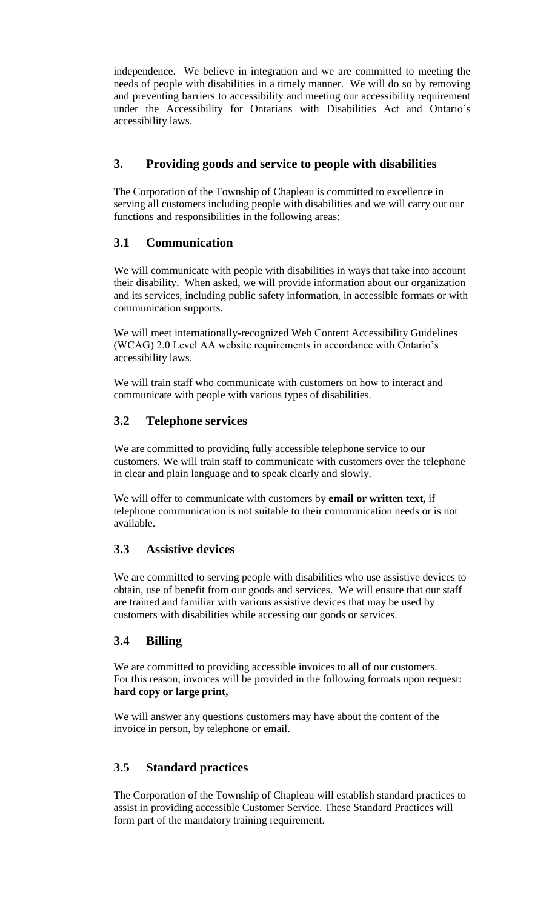independence. We believe in integration and we are committed to meeting the needs of people with disabilities in a timely manner. We will do so by removing and preventing barriers to accessibility and meeting our accessibility requirement under the Accessibility for Ontarians with Disabilities Act and Ontario's accessibility laws.

## 3. Providing goods and service to people with disabilities

The Corporation of the Township of Chapleau is committed to excellence in serving all customers including people with disabilities and we will carry out our functions and responsibilities in the following areas:

### 3.1 Communication

We will communicate with people with disabilities in ways that take into account their disability. When asked, we will provide information about our organization and its services, including public safety information, in accessible formats or with communication supports.

We will meet internationally-recognized Web Content Accessibility Guidelines (WCAG) 2.0 Level AA website requirements in accordance with Ontario's accessibility laws.

We will train staff who communicate with customers on how to interact and communicate with people with various types of disabilities.

### 3.2 Telephone services

We are committed to providing fully accessible telephone service to our customers. We will train staff to communicate with customers over the telephone in clear and plain language and to speak clearly and slowly.

We will offer to communicate with customers by **email or written text,** if telephone communication is not suitable to their communication needs or is not available.

### 3.3 Assistive devices

We are committed to serving people with disabilities who use assistive devices to obtain, use of benefit from our goods and services. We will ensure that our staff are trained and familiar with various assistive devices that may be used by customers with disabilities while accessing our goods or services.

### 3.4 Billing

We are committed to providing accessible invoices to all of our customers. For this reason, invoices will be provided in the following formats upon request: **hard copy or large print,**

We will answer any questions customers may have about the content of the invoice in person, by telephone or email.

### 3.5 Standard practices

The Corporation of the Township of Chapleau will establish standard practices to assist in providing accessible Customer Service. These Standard Practices will form part of the mandatory training requirement.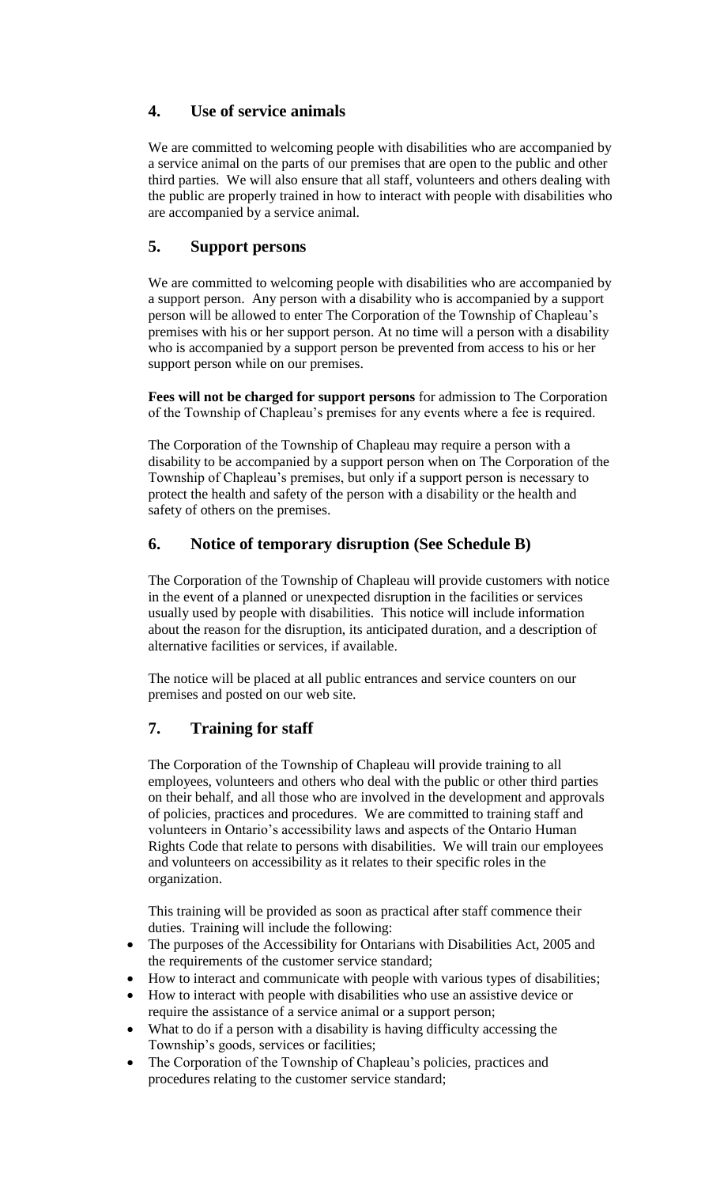## 4. Use of service animals

We are committed to welcoming people with disabilities who are accompanied by a service animal on the parts of our premises that are open to the public and other third parties. We will also ensure that all staff, volunteers and others dealing with the public are properly trained in how to interact with people with disabilities who are accompanied by a service animal.

## 5. Support persons

We are committed to welcoming people with disabilities who are accompanied by a support person. Any person with a disability who is accompanied by a support person will be allowed to enter The Corporation of the Township of Chapleau's premises with his or her support person. At no time will a person with a disability who is accompanied by a support person be prevented from access to his or her support person while on our premises.

**Fees will not be charged for support persons** for admission to The Corporation of the Township of Chapleau's premises for any events where a fee is required.

The Corporation of the Township of Chapleau may require a person with a disability to be accompanied by a support person when on The Corporation of the Township of Chapleau's premises, but only if a support person is necessary to protect the health and safety of the person with a disability or the health and safety of others on the premises.

## 6. Notice of temporary disruption (See Schedule B)

The Corporation of the Township of Chapleau will provide customers with notice in the event of a planned or unexpected disruption in the facilities or services usually used by people with disabilities. This notice will include information about the reason for the disruption, its anticipated duration, and a description of alternative facilities or services, if available.

The notice will be placed at all public entrances and service counters on our premises and posted on our web site.

## 7. Training for staff

The Corporation of the Township of Chapleau will provide training to all employees, volunteers and others who deal with the public or other third parties on their behalf, and all those who are involved in the development and approvals of policies, practices and procedures. We are committed to training staff and volunteers in Ontario's accessibility laws and aspects of the Ontario Human Rights Code that relate to persons with disabilities. We will train our employees and volunteers on accessibility as it relates to their specific roles in the organization.

This training will be provided as soon as practical after staff commence their duties. Training will include the following:

- The purposes of the Accessibility for Ontarians with Disabilities Act, 2005 and the requirements of the customer service standard;
- How to interact and communicate with people with various types of disabilities;
- How to interact with people with disabilities who use an assistive device or require the assistance of a service animal or a support person;
- What to do if a person with a disability is having difficulty accessing the Township's goods, services or facilities;
- The Corporation of the Township of Chapleau's policies, practices and procedures relating to the customer service standard;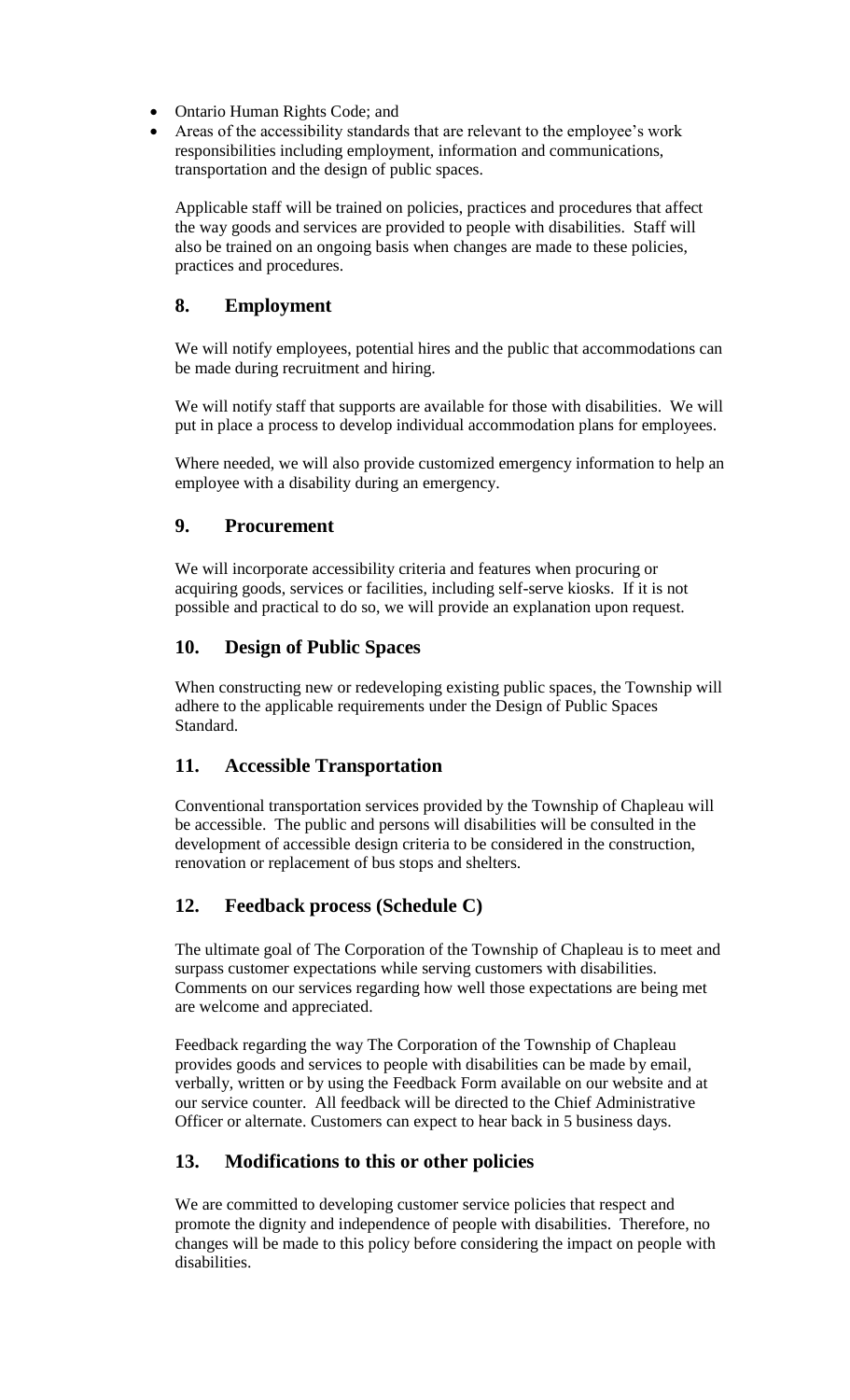- Ontario Human Rights Code; and
- Areas of the accessibility standards that are relevant to the employee's work responsibilities including employment, information and communications, transportation and the design of public spaces.

Applicable staff will be trained on policies, practices and procedures that affect the way goods and services are provided to people with disabilities. Staff will also be trained on an ongoing basis when changes are made to these policies, practices and procedures.

## 8. Employment

We will notify employees, potential hires and the public that accommodations can be made during recruitment and hiring.

We will notify staff that supports are available for those with disabilities. We will put in place a process to develop individual accommodation plans for employees.

Where needed, we will also provide customized emergency information to help an employee with a disability during an emergency.

## 9. Procurement

We will incorporate accessibility criteria and features when procuring or acquiring goods, services or facilities, including self-serve kiosks. If it is not possible and practical to do so, we will provide an explanation upon request.

## 10. Design of Public Spaces

When constructing new or redeveloping existing public spaces, the Township will adhere to the applicable requirements under the Design of Public Spaces Standard.

## 11. Accessible Transportation

Conventional transportation services provided by the Township of Chapleau will be accessible. The public and persons will disabilities will be consulted in the development of accessible design criteria to be considered in the construction, renovation or replacement of bus stops and shelters.

## 12. Feedback process (Schedule C)

The ultimate goal of The Corporation of the Township of Chapleau is to meet and surpass customer expectations while serving customers with disabilities. Comments on our services regarding how well those expectations are being met are welcome and appreciated.

Feedback regarding the way The Corporation of the Township of Chapleau provides goods and services to people with disabilities can be made by email, verbally, written or by using the Feedback Form available on our website and at our service counter. All feedback will be directed to the Chief Administrative Officer or alternate. Customers can expect to hear back in 5 business days.

## 13. Modifications to this or other policies

We are committed to developing customer service policies that respect and promote the dignity and independence of people with disabilities. Therefore, no changes will be made to this policy before considering the impact on people with disabilities.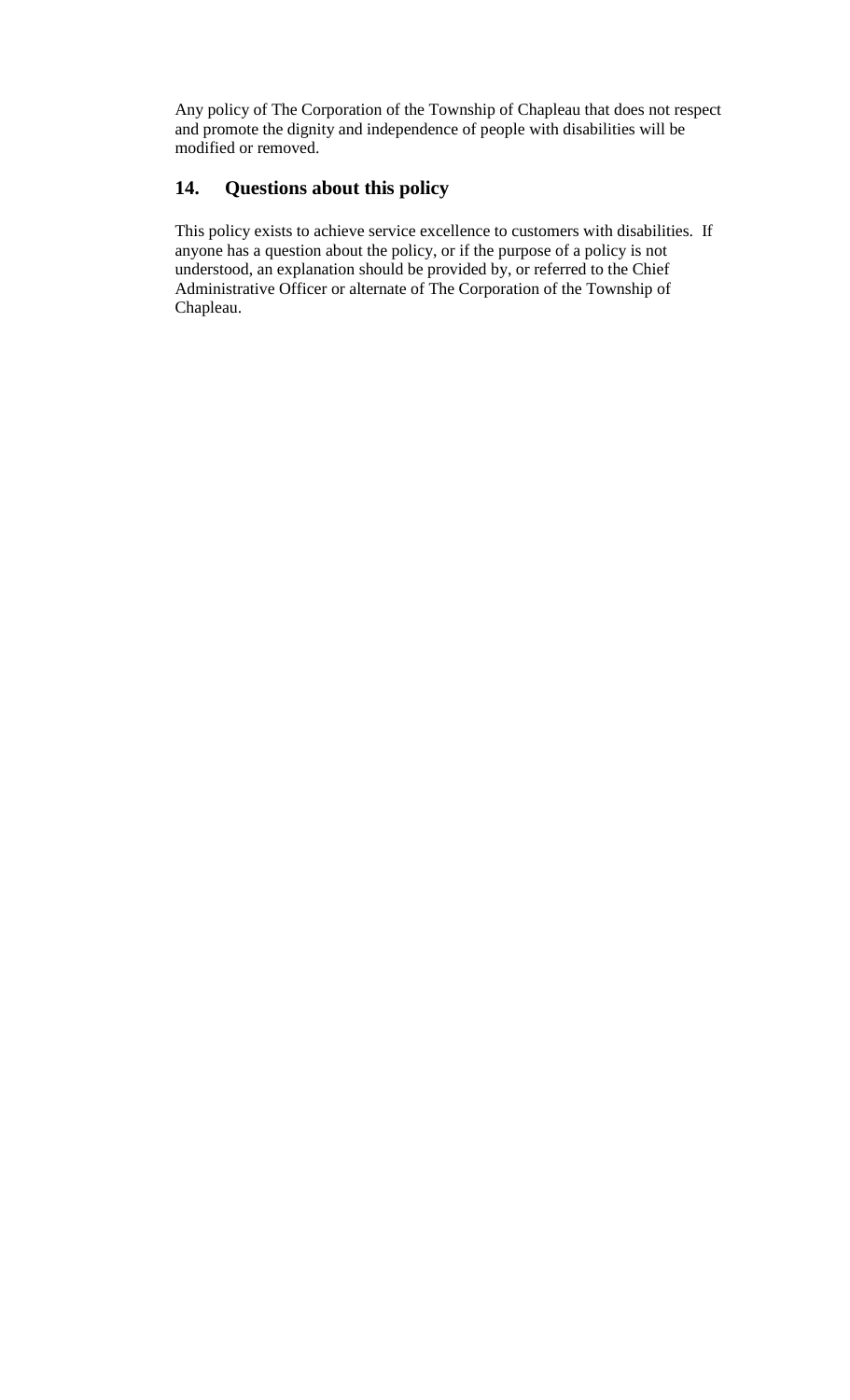Any policy of The Corporation of the Township of Chapleau that does not respect and promote the dignity and independence of people with disabilities will be modified or removed.

## 14. Questions about this policy

This policy exists to achieve service excellence to customers with disabilities. If anyone has a question about the policy, or if the purpose of a policy is not understood, an explanation should be provided by, or referred to the Chief Administrative Officer or alternate of The Corporation of the Township of Chapleau.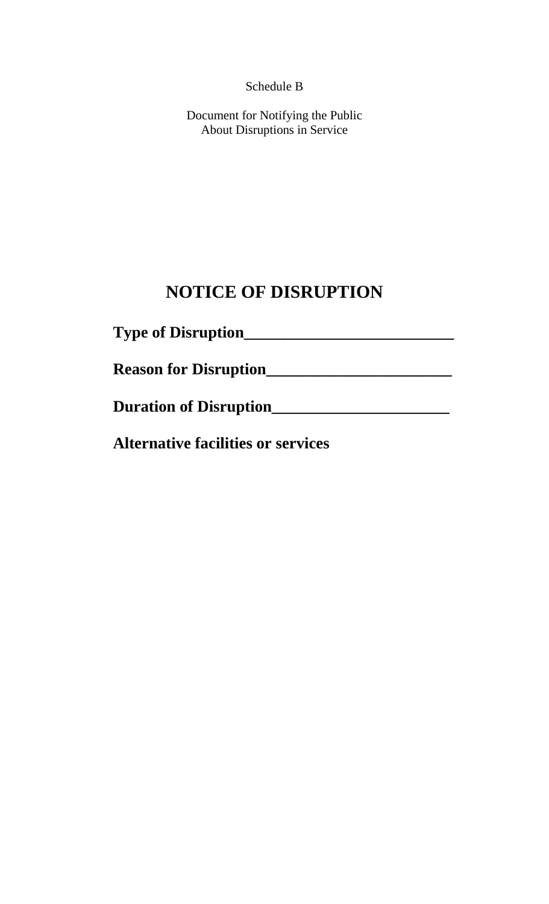Schedule B

Document for Notifying the Public
About Disruptions in Service

# NOTICE OF DISRUPTION

**Type of Disruption_________________________**

**Reason for Disruption______________________**

**Duration of Disruption_____________________**

**Alternative facilities or services**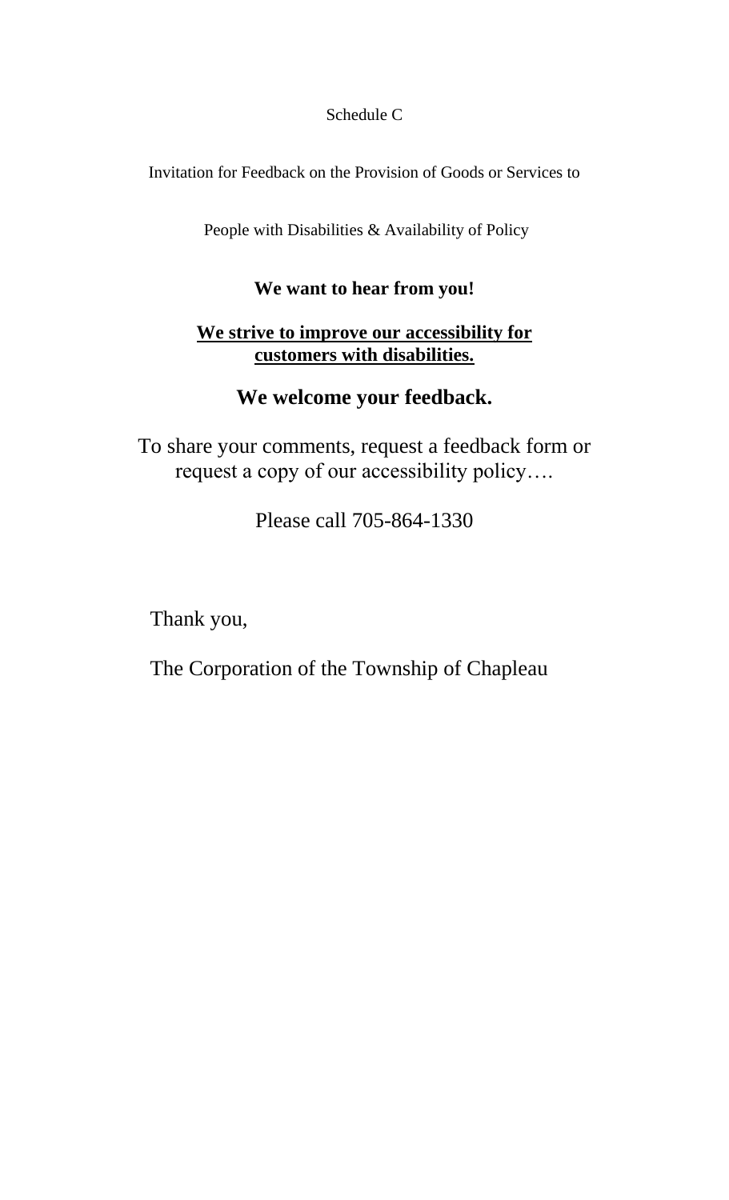Schedule C

Invitation for Feedback on the Provision of Goods or Services to

People with Disabilities & Availability of Policy

**We want to hear from you!**

**<u>We strive to improve our accessibility for customers with disabilities.</u>**

## We welcome your feedback.

To share your comments, request a feedback form or request a copy of our accessibility policy….

Please call 705-864-1330

Thank you,

The Corporation of the Township of Chapleau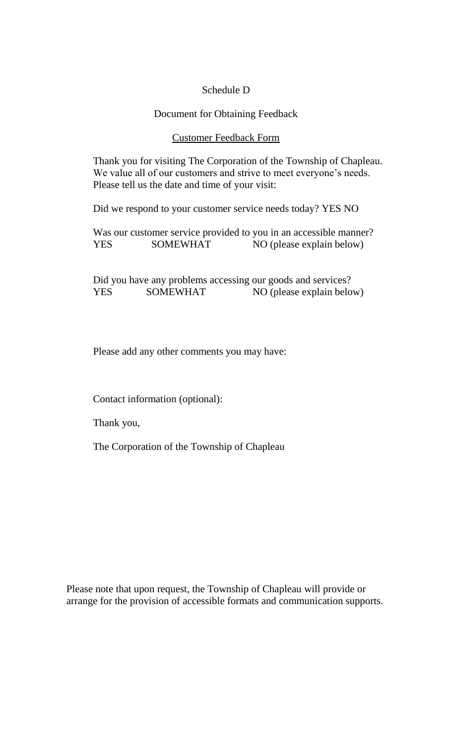Schedule D

Document for Obtaining Feedback

<u>Customer Feedback Form</u>

Thank you for visiting The Corporation of the Township of Chapleau. We value all of our customers and strive to meet everyone's needs. Please tell us the date and time of your visit:

Did we respond to your customer service needs today? YES NO

Was our customer service provided to you in an accessible manner?
YES SOMEWHAT NO (please explain below)

Did you have any problems accessing our goods and services?
YES SOMEWHAT NO (please explain below)

Please add any other comments you may have:

Contact information (optional):

Thank you,

The Corporation of the Township of Chapleau

Please note that upon request, the Township of Chapleau will provide or arrange for the provision of accessible formats and communication supports.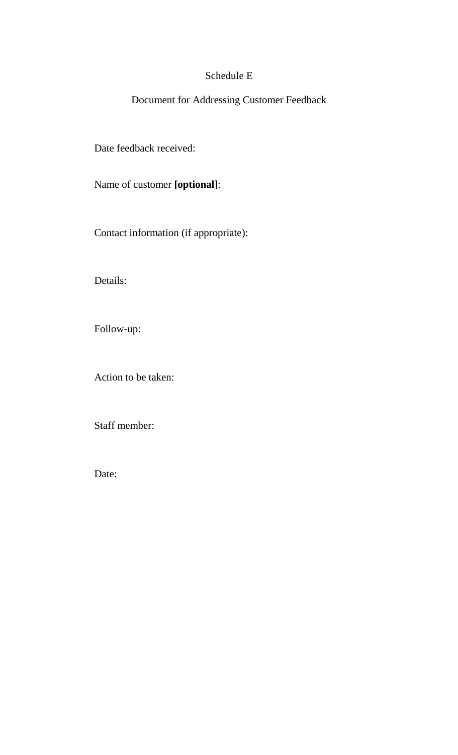# Schedule E

## Document for Addressing Customer Feedback

Date feedback received:

Name of customer **[optional]**:

Contact information (if appropriate):

Details:

Follow-up:

Action to be taken:

Staff member:

Date: